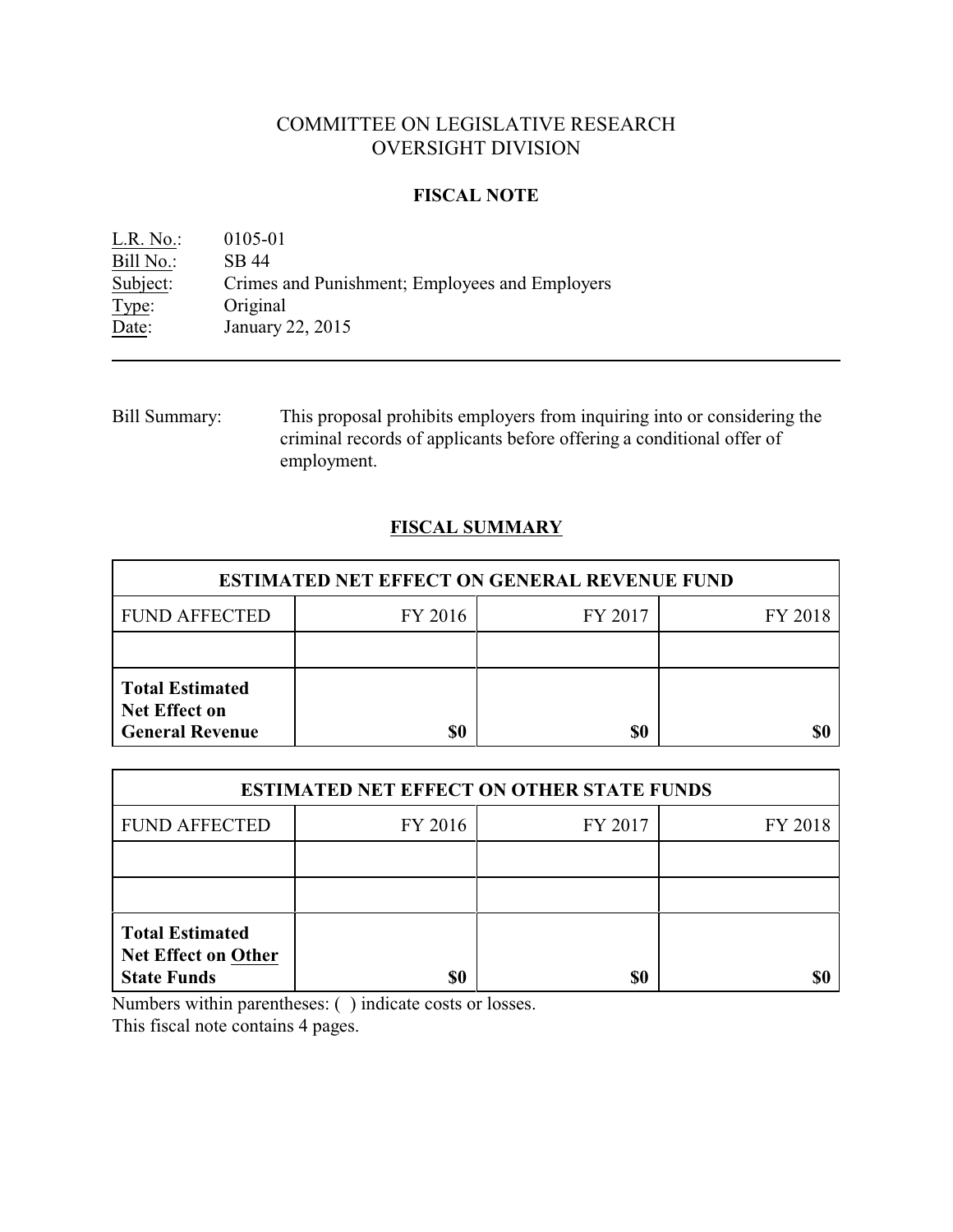# COMMITTEE ON LEGISLATIVE RESEARCH
## OVERSIGHT DIVISION

### FISCAL NOTE

L.R. No.: 0105-01
Bill No.: SB 44
Subject: Crimes and Punishment; Employees and Employers
Type: Original
Date: January 22, 2015

---

Bill Summary: This proposal prohibits employers from inquiring into or considering the criminal records of applicants before offering a conditional offer of employment.

### FISCAL SUMMARY

| ESTIMATED NET EFFECT ON GENERAL REVENUE FUND | | | |
|---|---|---|---|
| FUND AFFECTED | FY 2016 | FY 2017 | FY 2018 |
| | | | |
| **Total Estimated Net Effect on General Revenue** | **$0** | **$0** | **$0** |

| ESTIMATED NET EFFECT ON OTHER STATE FUNDS | | | |
|---|---|---|---|
| FUND AFFECTED | FY 2016 | FY 2017 | FY 2018 |
| | | | |
| | | | |
| **Total Estimated Net Effect on Other State Funds** | **$0** | **$0** | **$0** |

Numbers within parentheses: ( ) indicate costs or losses.
This fiscal note contains 4 pages.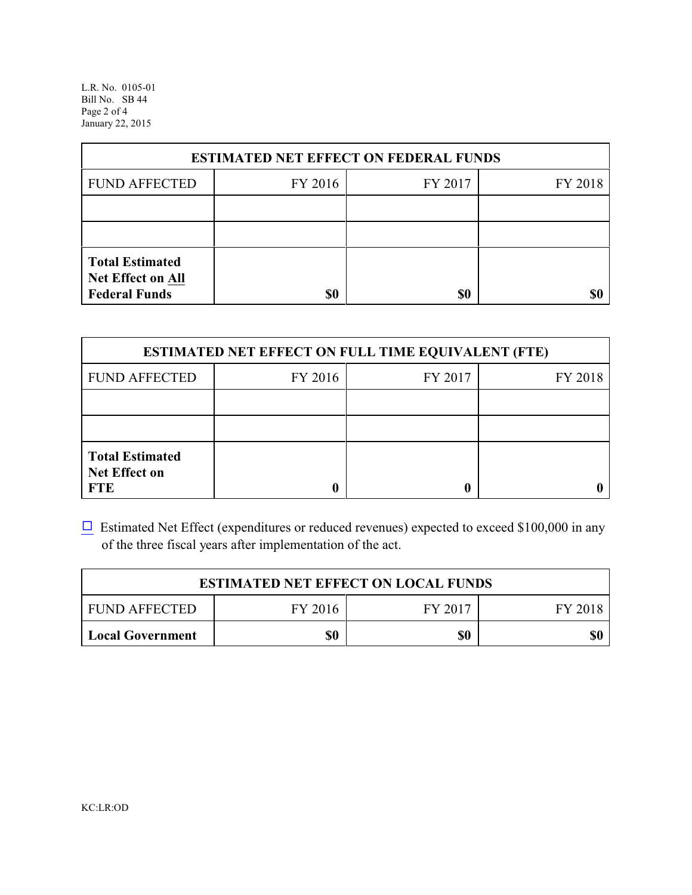| ESTIMATED NET EFFECT ON FEDERAL FUNDS | | | |
|---|---|---|---|
| FUND AFFECTED | FY 2016 | FY 2017 | FY 2018 |
| | | | |
| | | | |
| **Total Estimated Net Effect on All Federal Funds** | **$0** | **$0** | **$0** |

| ESTIMATED NET EFFECT ON FULL TIME EQUIVALENT (FTE) | | | |
|---|---|---|---|
| FUND AFFECTED | FY 2016 | FY 2017 | FY 2018 |
| | | | |
| | | | |
| **Total Estimated Net Effect on FTE** | **0** | **0** | **0** |

☐ Estimated Net Effect (expenditures or reduced revenues) expected to exceed $100,000 in any of the three fiscal years after implementation of the act.

| ESTIMATED NET EFFECT ON LOCAL FUNDS | | | |
|---|---|---|---|
| FUND AFFECTED | FY 2016 | FY 2017 | FY 2018 |
| **Local Government** | **$0** | **$0** | **$0** |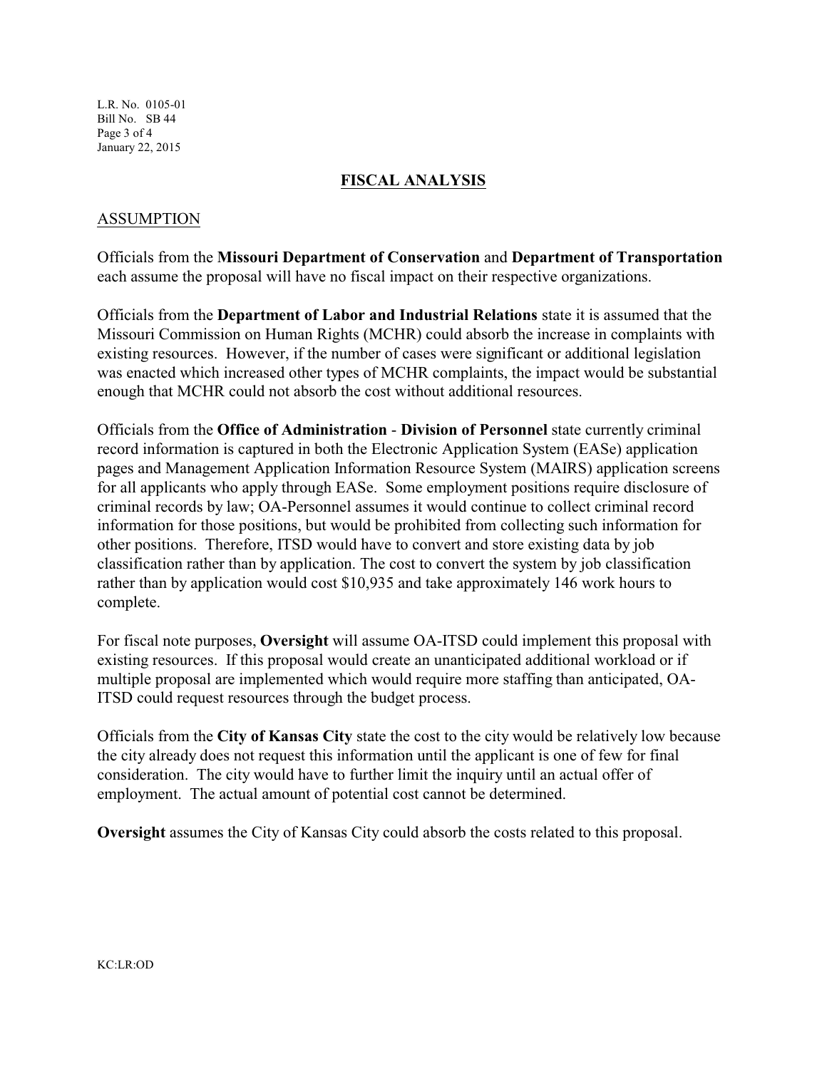## FISCAL ANALYSIS

### ASSUMPTION

Officials from the **Missouri Department of Conservation** and **Department of Transportation** each assume the proposal will have no fiscal impact on their respective organizations.

Officials from the **Department of Labor and Industrial Relations** state it is assumed that the Missouri Commission on Human Rights (MCHR) could absorb the increase in complaints with existing resources. However, if the number of cases were significant or additional legislation was enacted which increased other types of MCHR complaints, the impact would be substantial enough that MCHR could not absorb the cost without additional resources.

Officials from the **Office of Administration** - **Division of Personnel** state currently criminal record information is captured in both the Electronic Application System (EASe) application pages and Management Application Information Resource System (MAIRS) application screens for all applicants who apply through EASe. Some employment positions require disclosure of criminal records by law; OA-Personnel assumes it would continue to collect criminal record information for those positions, but would be prohibited from collecting such information for other positions. Therefore, ITSD would have to convert and store existing data by job classification rather than by application. The cost to convert the system by job classification rather than by application would cost $10,935 and take approximately 146 work hours to complete.

For fiscal note purposes, **Oversight** will assume OA-ITSD could implement this proposal with existing resources. If this proposal would create an unanticipated additional workload or if multiple proposal are implemented which would require more staffing than anticipated, OA-ITSD could request resources through the budget process.

Officials from the **City of Kansas City** state the cost to the city would be relatively low because the city already does not request this information until the applicant is one of few for final consideration. The city would have to further limit the inquiry until an actual offer of employment. The actual amount of potential cost cannot be determined.

**Oversight** assumes the City of Kansas City could absorb the costs related to this proposal.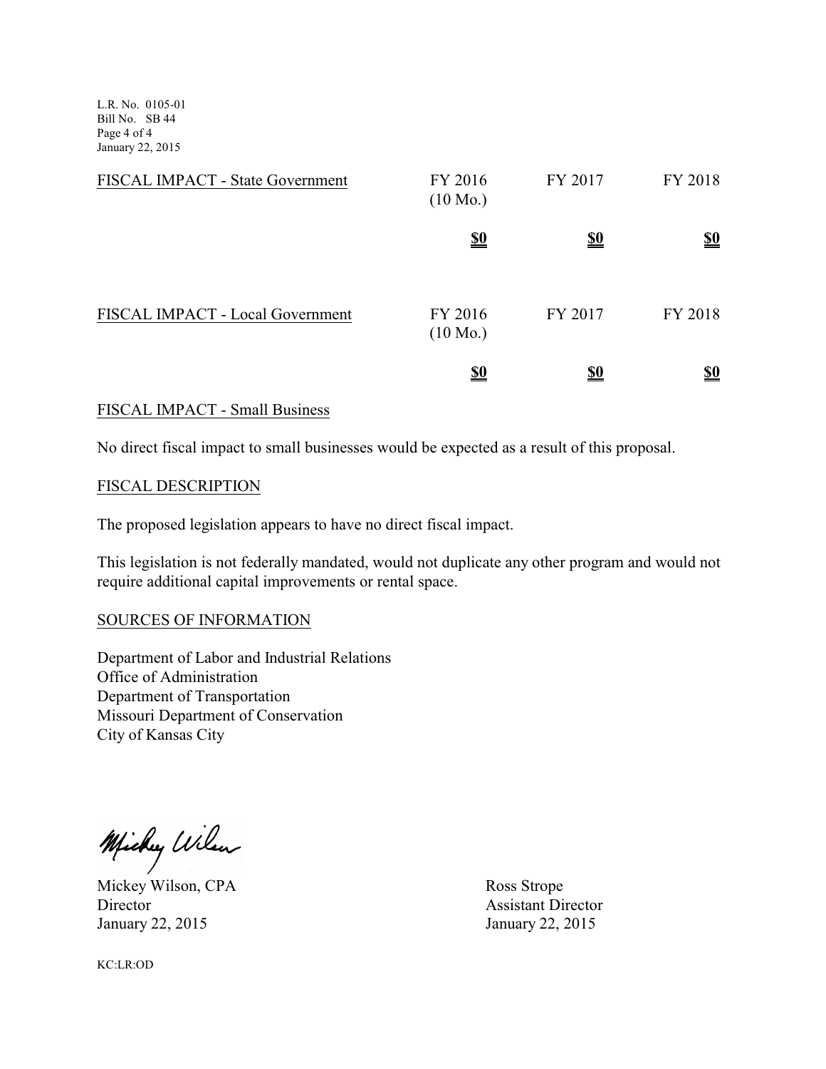| FISCAL IMPACT - State Government | FY 2016 (10 Mo.) | FY 2017 | FY 2018 |
| --- | --- | --- | --- |
| | **$0** | **$0** | **$0** |

| FISCAL IMPACT - Local Government | FY 2016 (10 Mo.) | FY 2017 | FY 2018 |
| --- | --- | --- | --- |
| | **$0** | **$0** | **$0** |

## FISCAL IMPACT - Small Business

No direct fiscal impact to small businesses would be expected as a result of this proposal.

## FISCAL DESCRIPTION

The proposed legislation appears to have no direct fiscal impact.

This legislation is not federally mandated, would not duplicate any other program and would not require additional capital improvements or rental space.

## SOURCES OF INFORMATION

Department of Labor and Industrial Relations
Office of Administration
Department of Transportation
Missouri Department of Conservation
City of Kansas City

Mickey Wilson, CPA
Director
January 22, 2015

Ross Strope
Assistant Director
January 22, 2015

KC:LR:OD